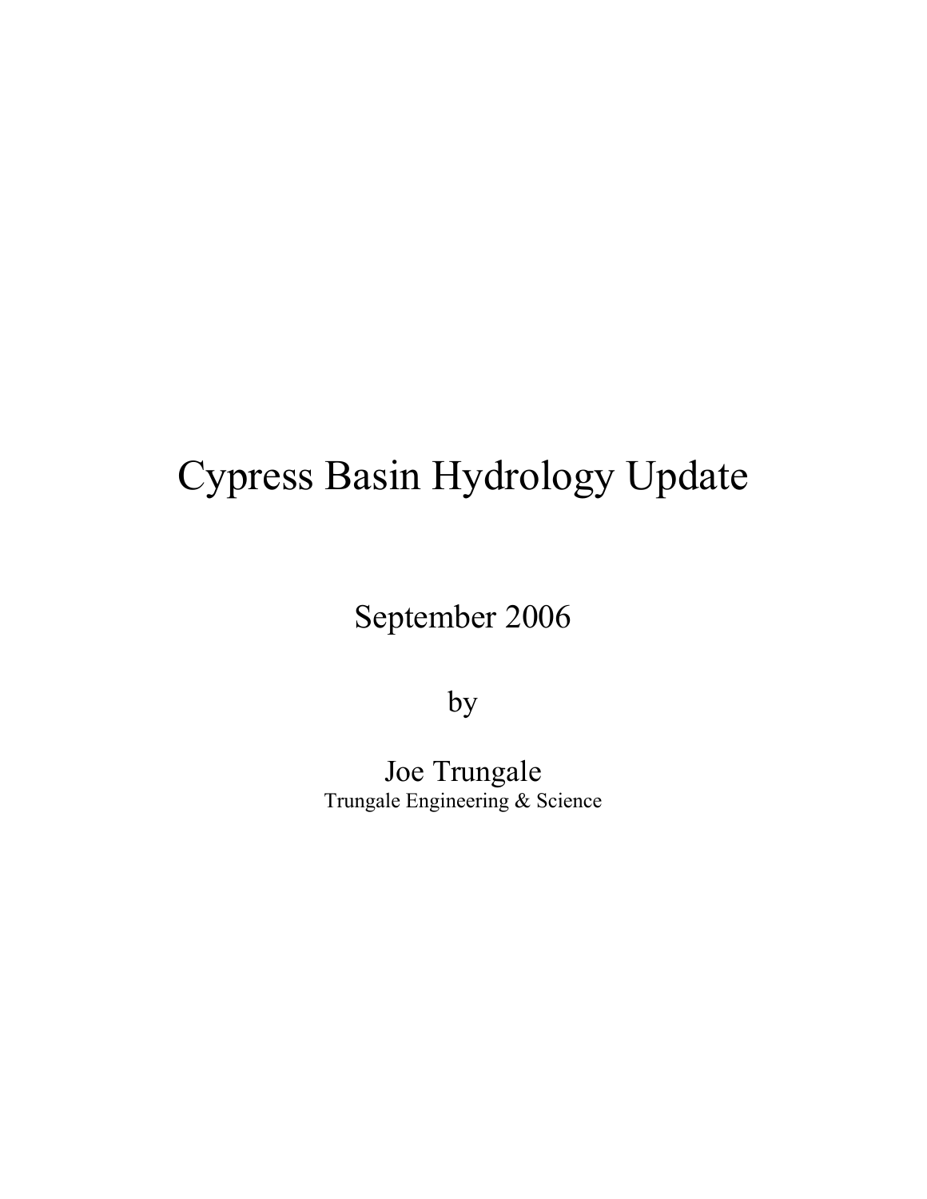# Cypress Basin Hydrology Update

September 2006

by

Joe Trungale

Trungale Engineering & Science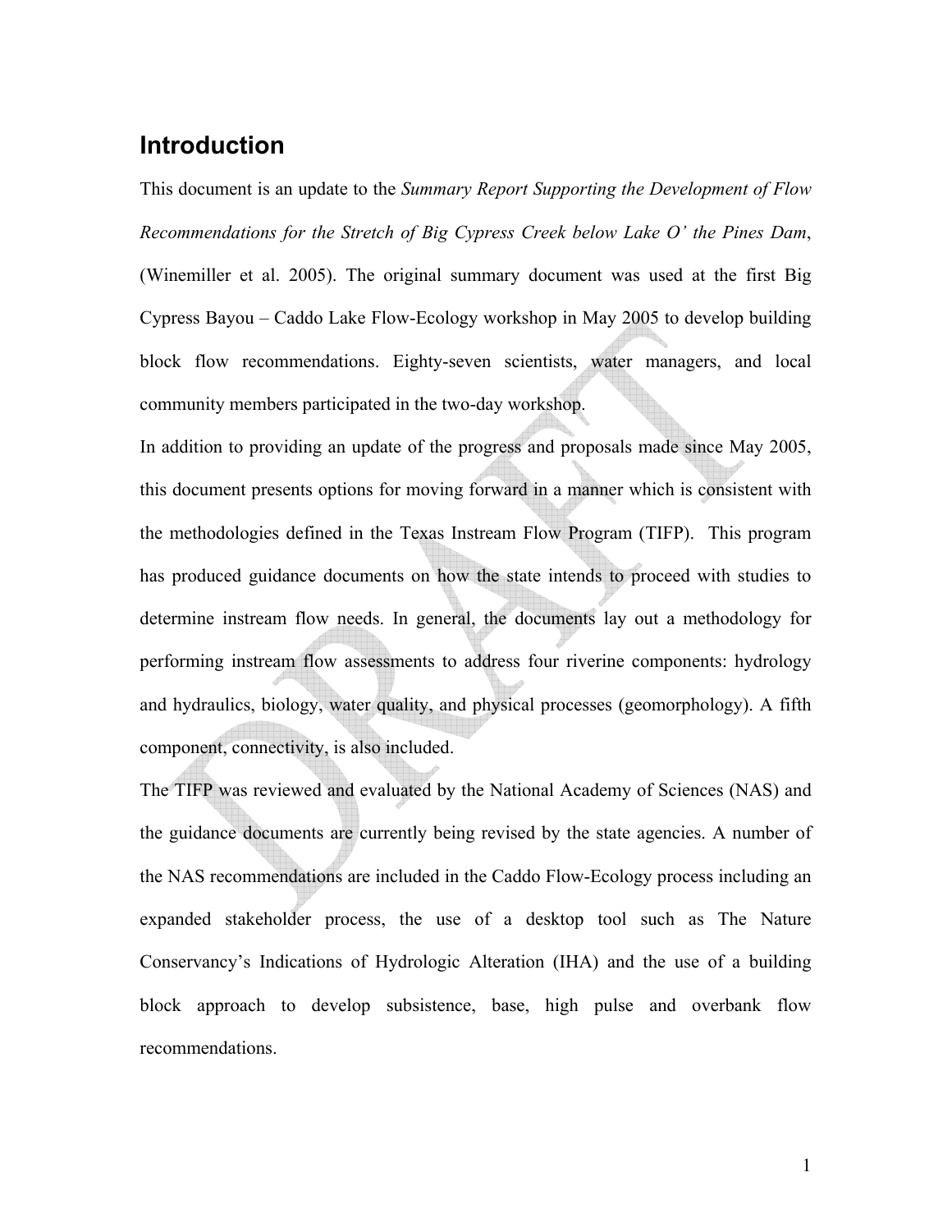# Introduction

This document is an update to the *Summary Report Supporting the Development of Flow Recommendations for the Stretch of Big Cypress Creek below Lake O' the Pines Dam*, (Winemiller et al. 2005). The original summary document was used at the first Big Cypress Bayou – Caddo Lake Flow-Ecology workshop in May 2005 to develop building block flow recommendations. Eighty-seven scientists, water managers, and local community members participated in the two-day workshop.

In addition to providing an update of the progress and proposals made since May 2005, this document presents options for moving forward in a manner which is consistent with the methodologies defined in the Texas Instream Flow Program (TIFP). This program has produced guidance documents on how the state intends to proceed with studies to determine instream flow needs. In general, the documents lay out a methodology for performing instream flow assessments to address four riverine components: hydrology and hydraulics, biology, water quality, and physical processes (geomorphology). A fifth component, connectivity, is also included.

The TIFP was reviewed and evaluated by the National Academy of Sciences (NAS) and the guidance documents are currently being revised by the state agencies. A number of the NAS recommendations are included in the Caddo Flow-Ecology process including an expanded stakeholder process, the use of a desktop tool such as The Nature Conservancy's Indications of Hydrologic Alteration (IHA) and the use of a building block approach to develop subsistence, base, high pulse and overbank flow recommendations.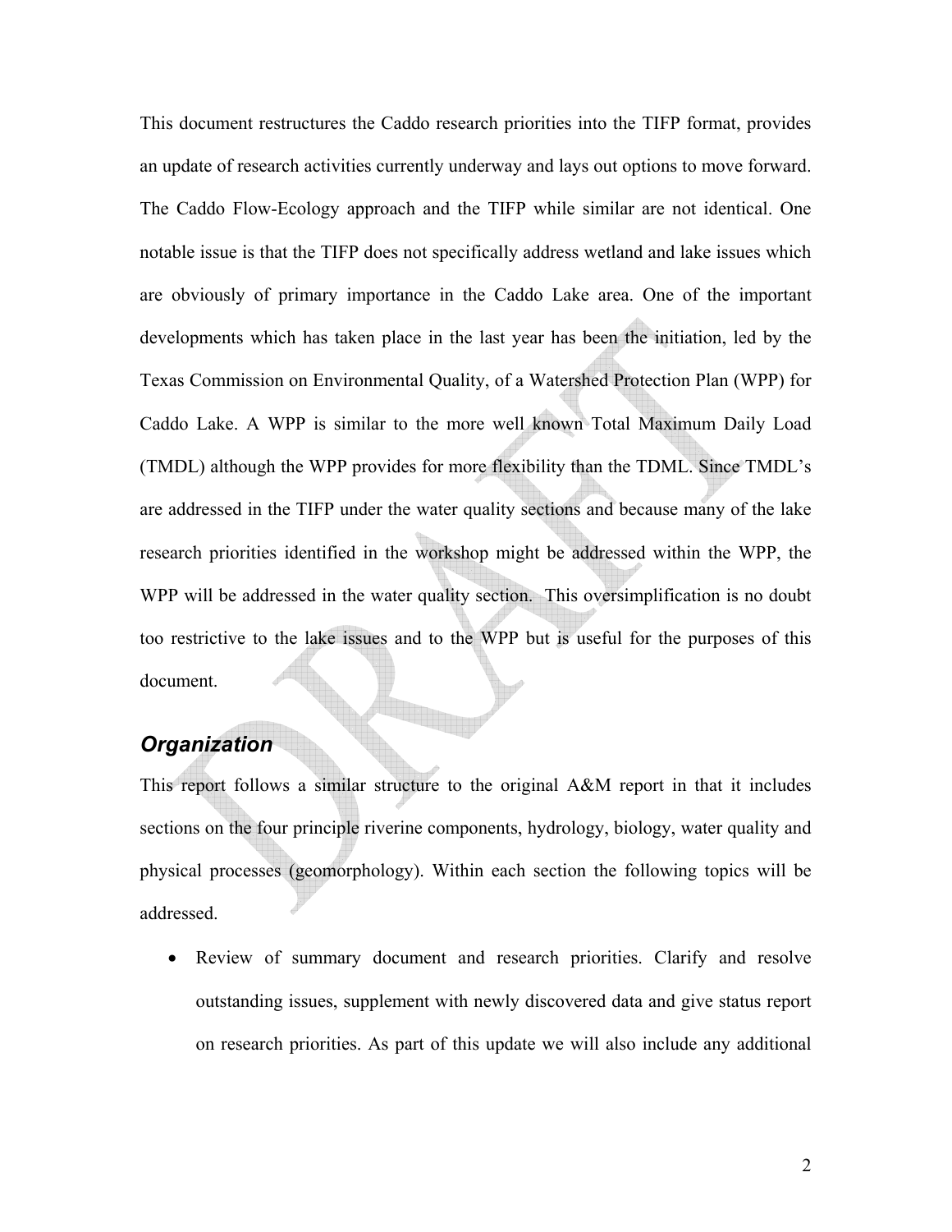This document restructures the Caddo research priorities into the TIFP format, provides an update of research activities currently underway and lays out options to move forward. The Caddo Flow-Ecology approach and the TIFP while similar are not identical. One notable issue is that the TIFP does not specifically address wetland and lake issues which are obviously of primary importance in the Caddo Lake area. One of the important developments which has taken place in the last year has been the initiation, led by the Texas Commission on Environmental Quality, of a Watershed Protection Plan (WPP) for Caddo Lake. A WPP is similar to the more well known Total Maximum Daily Load (TMDL) although the WPP provides for more flexibility than the TDML. Since TMDL's are addressed in the TIFP under the water quality sections and because many of the lake research priorities identified in the workshop might be addressed within the WPP, the WPP will be addressed in the water quality section. This oversimplification is no doubt too restrictive to the lake issues and to the WPP but is useful for the purposes of this document.

## *Organization*

This report follows a similar structure to the original A&M report in that it includes sections on the four principle riverine components, hydrology, biology, water quality and physical processes (geomorphology). Within each section the following topics will be addressed.

- Review of summary document and research priorities. Clarify and resolve outstanding issues, supplement with newly discovered data and give status report on research priorities. As part of this update we will also include any additional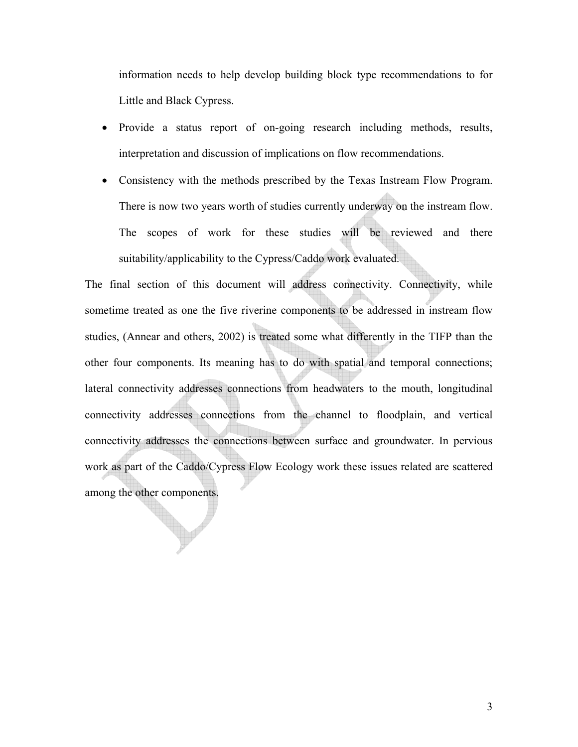information needs to help develop building block type recommendations to for Little and Black Cypress.

- Provide a status report of on-going research including methods, results, interpretation and discussion of implications on flow recommendations.
- Consistency with the methods prescribed by the Texas Instream Flow Program. There is now two years worth of studies currently underway on the instream flow. The scopes of work for these studies will be reviewed and there suitability/applicability to the Cypress/Caddo work evaluated.

The final section of this document will address connectivity. Connectivity, while sometime treated as one the five riverine components to be addressed in instream flow studies, (Annear and others, 2002) is treated some what differently in the TIFP than the other four components. Its meaning has to do with spatial and temporal connections; lateral connectivity addresses connections from headwaters to the mouth, longitudinal connectivity addresses connections from the channel to floodplain, and vertical connectivity addresses the connections between surface and groundwater. In pervious work as part of the Caddo/Cypress Flow Ecology work these issues related are scattered among the other components.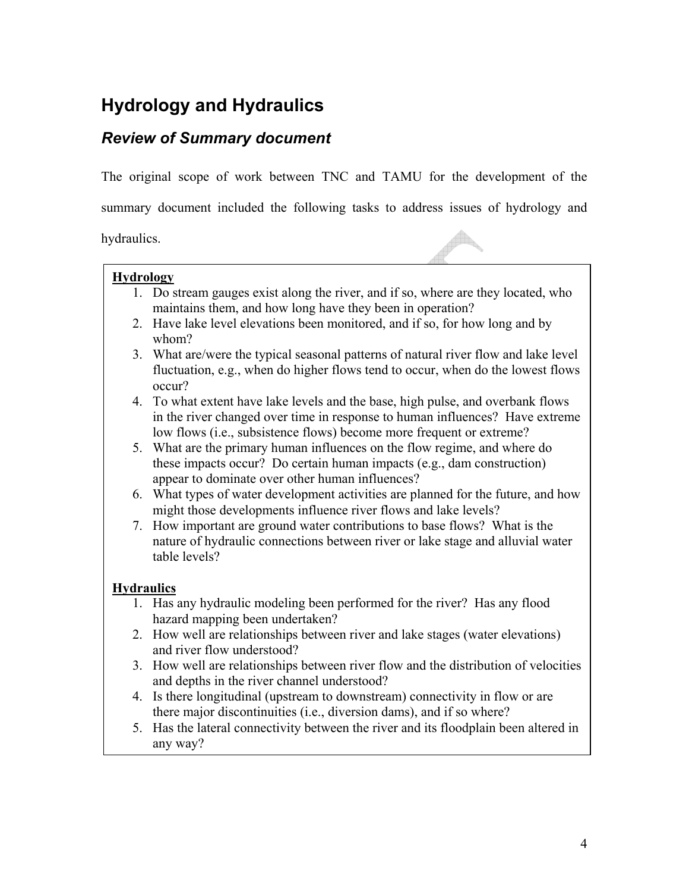# Hydrology and Hydraulics

## *Review of Summary document*

The original scope of work between TNC and TAMU for the development of the summary document included the following tasks to address issues of hydrology and hydraulics.

**Hydrology**

1. Do stream gauges exist along the river, and if so, where are they located, who maintains them, and how long have they been in operation?
2. Have lake level elevations been monitored, and if so, for how long and by whom?
3. What are/were the typical seasonal patterns of natural river flow and lake level fluctuation, e.g., when do higher flows tend to occur, when do the lowest flows occur?
4. To what extent have lake levels and the base, high pulse, and overbank flows in the river changed over time in response to human influences? Have extreme low flows (i.e., subsistence flows) become more frequent or extreme?
5. What are the primary human influences on the flow regime, and where do these impacts occur? Do certain human impacts (e.g., dam construction) appear to dominate over other human influences?
6. What types of water development activities are planned for the future, and how might those developments influence river flows and lake levels?
7. How important are ground water contributions to base flows? What is the nature of hydraulic connections between river or lake stage and alluvial water table levels?

**Hydraulics**

1. Has any hydraulic modeling been performed for the river? Has any flood hazard mapping been undertaken?
2. How well are relationships between river and lake stages (water elevations) and river flow understood?
3. How well are relationships between river flow and the distribution of velocities and depths in the river channel understood?
4. Is there longitudinal (upstream to downstream) connectivity in flow or are there major discontinuities (i.e., diversion dams), and if so where?
5. Has the lateral connectivity between the river and its floodplain been altered in any way?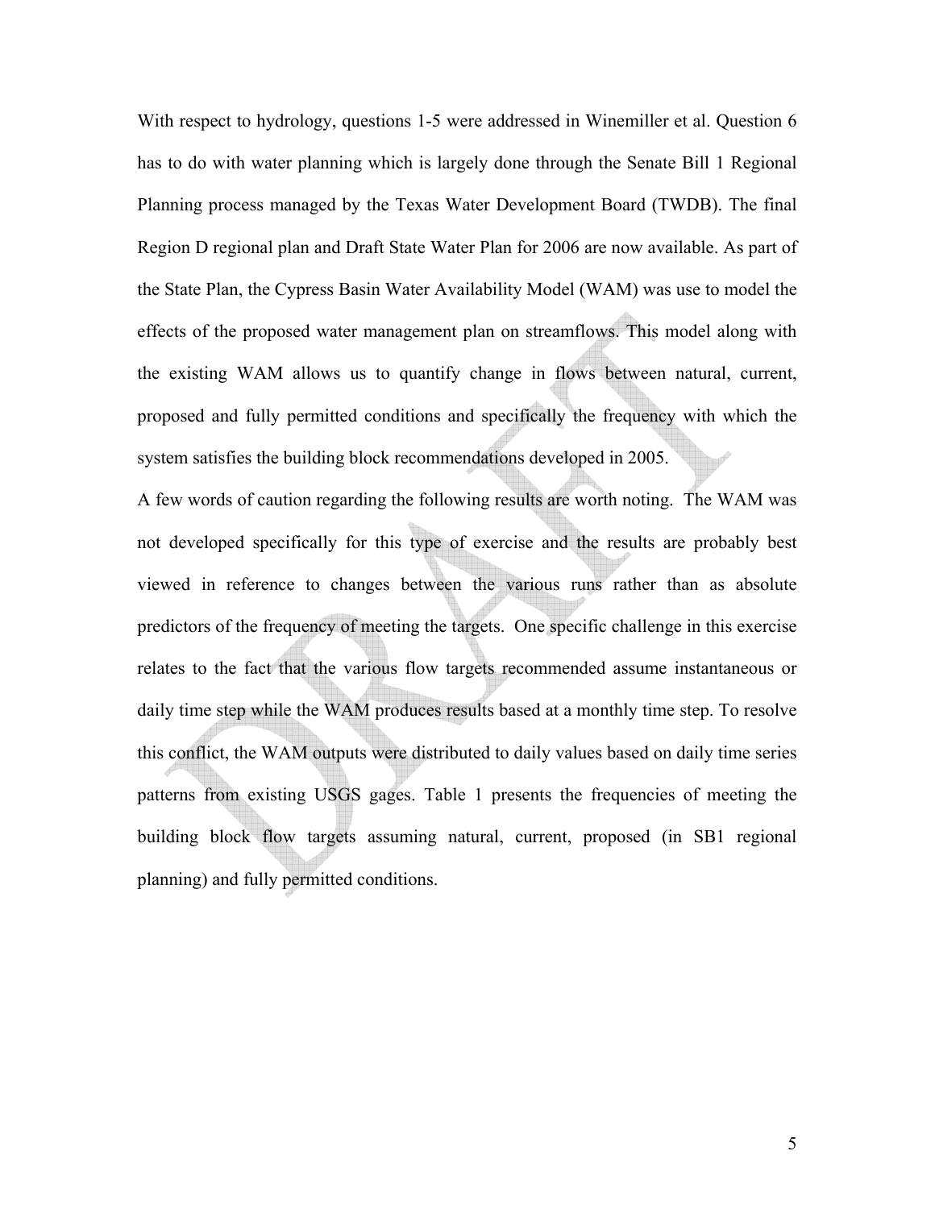With respect to hydrology, questions 1-5 were addressed in Winemiller et al. Question 6 has to do with water planning which is largely done through the Senate Bill 1 Regional Planning process managed by the Texas Water Development Board (TWDB). The final Region D regional plan and Draft State Water Plan for 2006 are now available. As part of the State Plan, the Cypress Basin Water Availability Model (WAM) was use to model the effects of the proposed water management plan on streamflows. This model along with the existing WAM allows us to quantify change in flows between natural, current, proposed and fully permitted conditions and specifically the frequency with which the system satisfies the building block recommendations developed in 2005.

A few words of caution regarding the following results are worth noting. The WAM was not developed specifically for this type of exercise and the results are probably best viewed in reference to changes between the various runs rather than as absolute predictors of the frequency of meeting the targets. One specific challenge in this exercise relates to the fact that the various flow targets recommended assume instantaneous or daily time step while the WAM produces results based at a monthly time step. To resolve this conflict, the WAM outputs were distributed to daily values based on daily time series patterns from existing USGS gages. Table 1 presents the frequencies of meeting the building block flow targets assuming natural, current, proposed (in SB1 regional planning) and fully permitted conditions.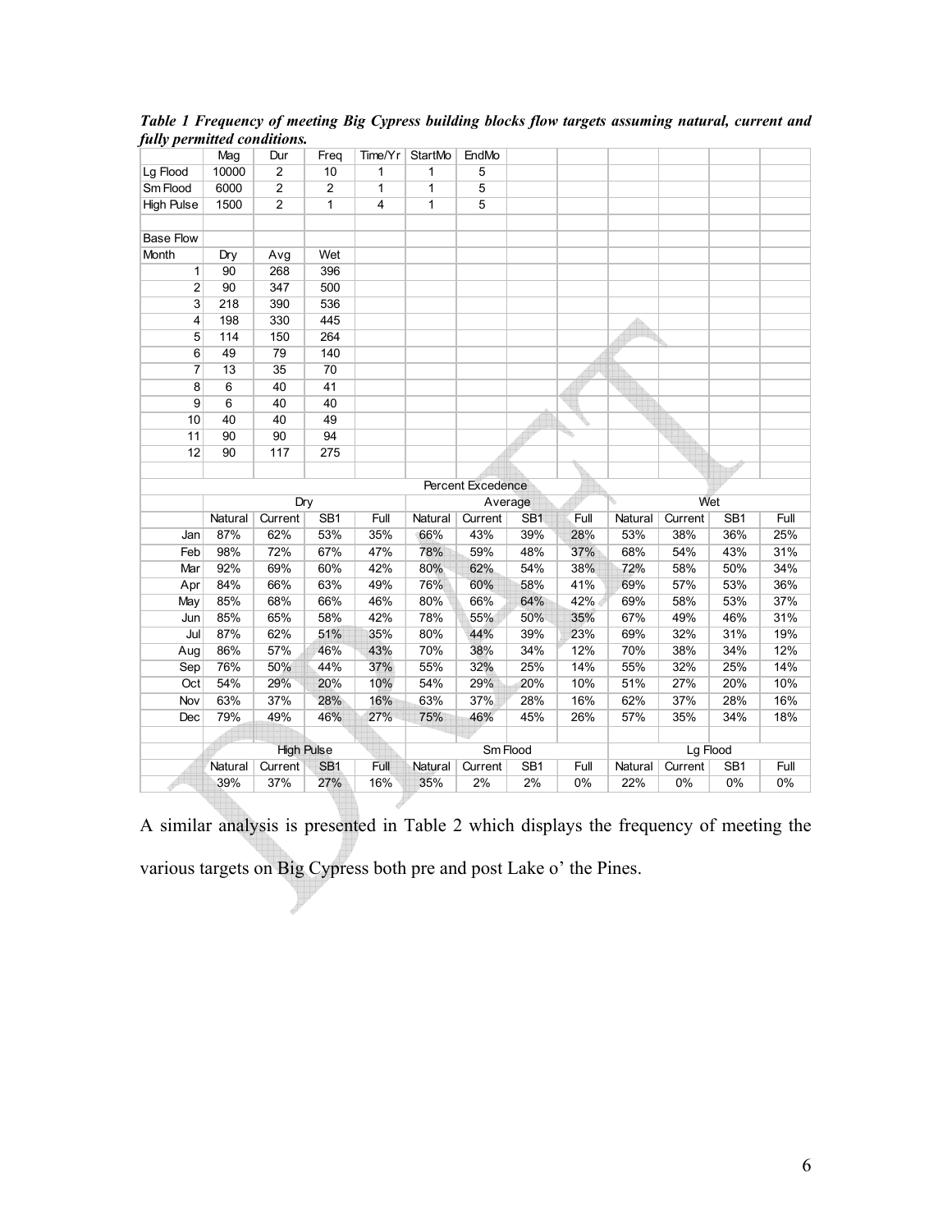***Table 1 Frequency of meeting Big Cypress building blocks flow targets assuming natural, current and fully permitted conditions.***

| | Mag | Dur | Freq | Time/Yr | StartMo | EndMo | | | | | | |
|---|---|---|---|---|---|---|---|---|---|---|---|---|
| Lg Flood | 10000 | 2 | 10 | 1 | 1 | 5 | | | | | | |
| Sm Flood | 6000 | 2 | 2 | 1 | 1 | 5 | | | | | | |
| High Pulse | 1500 | 2 | 1 | 4 | 1 | 5 | | | | | | |
| | | | | | | | | | | | | |
| Base Flow | | | | | | | | | | | | |
| Month | Dry | Avg | Wet | | | | | | | | | |
| 1 | 90 | 268 | 396 | | | | | | | | | |
| 2 | 90 | 347 | 500 | | | | | | | | | |
| 3 | 218 | 390 | 536 | | | | | | | | | |
| 4 | 198 | 330 | 445 | | | | | | | | | |
| 5 | 114 | 150 | 264 | | | | | | | | | |
| 6 | 49 | 79 | 140 | | | | | | | | | |
| 7 | 13 | 35 | 70 | | | | | | | | | |
| 8 | 6 | 40 | 41 | | | | | | | | | |
| 9 | 6 | 40 | 40 | | | | | | | | | |
| 10 | 40 | 40 | 49 | | | | | | | | | |
| 11 | 90 | 90 | 94 | | | | | | | | | |
| 12 | 90 | 117 | 275 | | | | | | | | | |
| | | | | | | | | | | | | |
| | Percent Excedence | | | | | | | | | | | |
| | Dry | | | | Average | | | | Wet | | | |
| | Natural | Current | SB1 | Full | Natural | Current | SB1 | Full | Natural | Current | SB1 | Full |
| Jan | 87% | 62% | 53% | 35% | 66% | 43% | 39% | 28% | 53% | 38% | 36% | 25% |
| Feb | 98% | 72% | 67% | 47% | 78% | 59% | 48% | 37% | 68% | 54% | 43% | 31% |
| Mar | 92% | 69% | 60% | 42% | 80% | 62% | 54% | 38% | 72% | 58% | 50% | 34% |
| Apr | 84% | 66% | 63% | 49% | 76% | 60% | 58% | 41% | 69% | 57% | 53% | 36% |
| May | 85% | 68% | 66% | 46% | 80% | 66% | 64% | 42% | 69% | 58% | 53% | 37% |
| Jun | 85% | 65% | 58% | 42% | 78% | 55% | 50% | 35% | 67% | 49% | 46% | 31% |
| Jul | 87% | 62% | 51% | 35% | 80% | 44% | 39% | 23% | 69% | 32% | 31% | 19% |
| Aug | 86% | 57% | 46% | 43% | 70% | 38% | 34% | 12% | 70% | 38% | 34% | 12% |
| Sep | 76% | 50% | 44% | 37% | 55% | 32% | 25% | 14% | 55% | 32% | 25% | 14% |
| Oct | 54% | 29% | 20% | 10% | 54% | 29% | 20% | 10% | 51% | 27% | 20% | 10% |
| Nov | 63% | 37% | 28% | 16% | 63% | 37% | 28% | 16% | 62% | 37% | 28% | 16% |
| Dec | 79% | 49% | 46% | 27% | 75% | 46% | 45% | 26% | 57% | 35% | 34% | 18% |
| | | | | | | | | | | | | |
| | High Pulse | | | | Sm Flood | | | | Lg Flood | | | |
| | Natural | Current | SB1 | Full | Natural | Current | SB1 | Full | Natural | Current | SB1 | Full |
| | 39% | 37% | 27% | 16% | 35% | 2% | 2% | 0% | 22% | 0% | 0% | 0% |

A similar analysis is presented in Table 2 which displays the frequency of meeting the various targets on Big Cypress both pre and post Lake o' the Pines.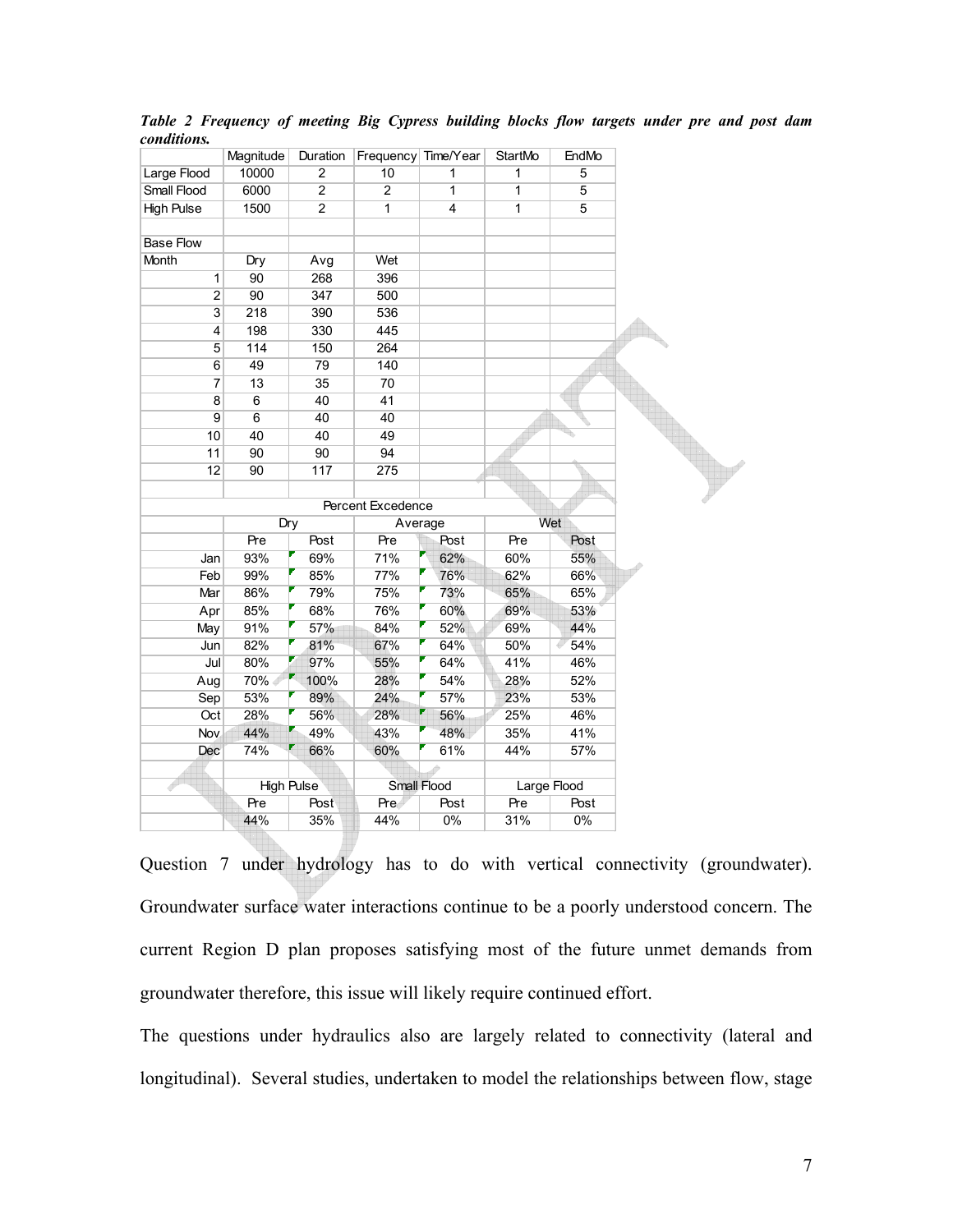***Table 2 Frequency of meeting Big Cypress building blocks flow targets under pre and post dam conditions.***

| | Magnitude | Duration | Frequency | Time/Year | StartMo | EndMo |
|---|---|---|---|---|---|---|
| Large Flood | 10000 | 2 | 10 | 1 | 1 | 5 |
| Small Flood | 6000 | 2 | 2 | 1 | 1 | 5 |
| High Pulse | 1500 | 2 | 1 | 4 | 1 | 5 |
| | | | | | | |
| Base Flow | | | | | | |
| Month | Dry | Avg | Wet | | | |
| 1 | 90 | 268 | 396 | | | |
| 2 | 90 | 347 | 500 | | | |
| 3 | 218 | 390 | 536 | | | |
| 4 | 198 | 330 | 445 | | | |
| 5 | 114 | 150 | 264 | | | |
| 6 | 49 | 79 | 140 | | | |
| 7 | 13 | 35 | 70 | | | |
| 8 | 6 | 40 | 41 | | | |
| 9 | 6 | 40 | 40 | | | |
| 10 | 40 | 40 | 49 | | | |
| 11 | 90 | 90 | 94 | | | |
| 12 | 90 | 117 | 275 | | | |
| | | | | | | |
| | | | Percent Excedence | | | |
| | Dry | | Average | | Wet | |
| | Pre | Post | Pre | Post | Pre | Post |
| Jan | 93% | 69% | 71% | 62% | 60% | 55% |
| Feb | 99% | 85% | 77% | 76% | 62% | 66% |
| Mar | 86% | 79% | 75% | 73% | 65% | 65% |
| Apr | 85% | 68% | 76% | 60% | 69% | 53% |
| May | 91% | 57% | 84% | 52% | 69% | 44% |
| Jun | 82% | 81% | 67% | 64% | 50% | 54% |
| Jul | 80% | 97% | 55% | 64% | 41% | 46% |
| Aug | 70% | 100% | 28% | 54% | 28% | 52% |
| Sep | 53% | 89% | 24% | 57% | 23% | 53% |
| Oct | 28% | 56% | 28% | 56% | 25% | 46% |
| Nov | 44% | 49% | 43% | 48% | 35% | 41% |
| Dec | 74% | 66% | 60% | 61% | 44% | 57% |
| | | | | | | |
| | High Pulse | | Small Flood | | Large Flood | |
| | Pre | Post | Pre | Post | Pre | Post |
| | 44% | 35% | 44% | 0% | 31% | 0% |

Question 7 under hydrology has to do with vertical connectivity (groundwater). Groundwater surface water interactions continue to be a poorly understood concern. The current Region D plan proposes satisfying most of the future unmet demands from groundwater therefore, this issue will likely require continued effort.

The questions under hydraulics also are largely related to connectivity (lateral and longitudinal). Several studies, undertaken to model the relationships between flow, stage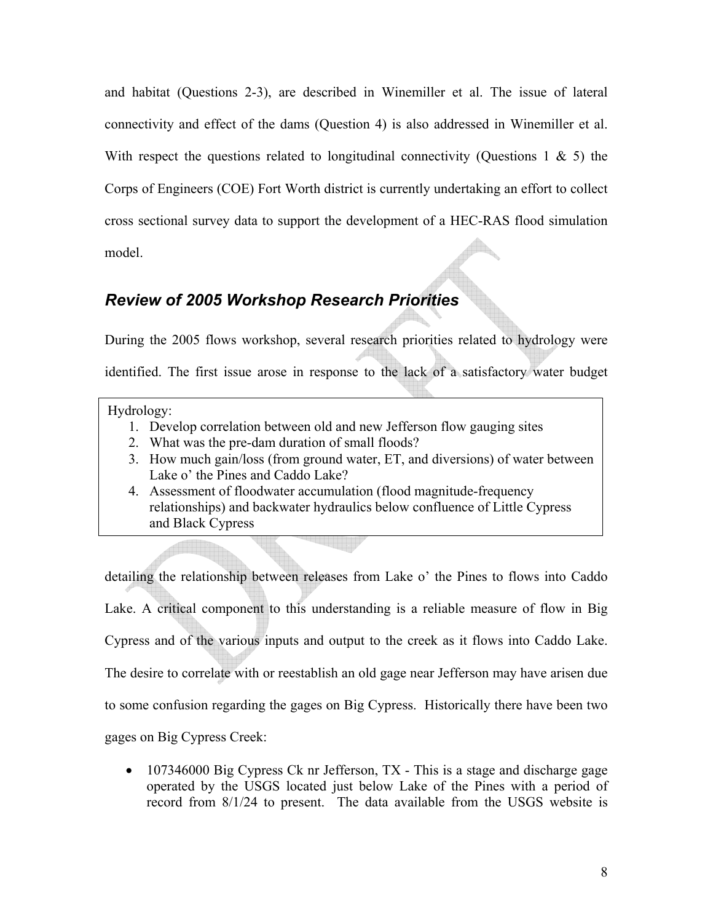and habitat (Questions 2-3), are described in Winemiller et al. The issue of lateral connectivity and effect of the dams (Question 4) is also addressed in Winemiller et al. With respect the questions related to longitudinal connectivity (Questions 1 & 5) the Corps of Engineers (COE) Fort Worth district is currently undertaking an effort to collect cross sectional survey data to support the development of a HEC-RAS flood simulation model.

## *Review of 2005 Workshop Research Priorities*

During the 2005 flows workshop, several research priorities related to hydrology were identified. The first issue arose in response to the lack of a satisfactory water budget

> Hydrology:
> 1. Develop correlation between old and new Jefferson flow gauging sites
> 2. What was the pre-dam duration of small floods?
> 3. How much gain/loss (from ground water, ET, and diversions) of water between Lake o' the Pines and Caddo Lake?
> 4. Assessment of floodwater accumulation (flood magnitude-frequency relationships) and backwater hydraulics below confluence of Little Cypress and Black Cypress

detailing the relationship between releases from Lake o' the Pines to flows into Caddo Lake. A critical component to this understanding is a reliable measure of flow in Big Cypress and of the various inputs and output to the creek as it flows into Caddo Lake. The desire to correlate with or reestablish an old gage near Jefferson may have arisen due to some confusion regarding the gages on Big Cypress. Historically there have been two gages on Big Cypress Creek:

- 107346000 Big Cypress Ck nr Jefferson, TX - This is a stage and discharge gage operated by the USGS located just below Lake of the Pines with a period of record from 8/1/24 to present. The data available from the USGS website is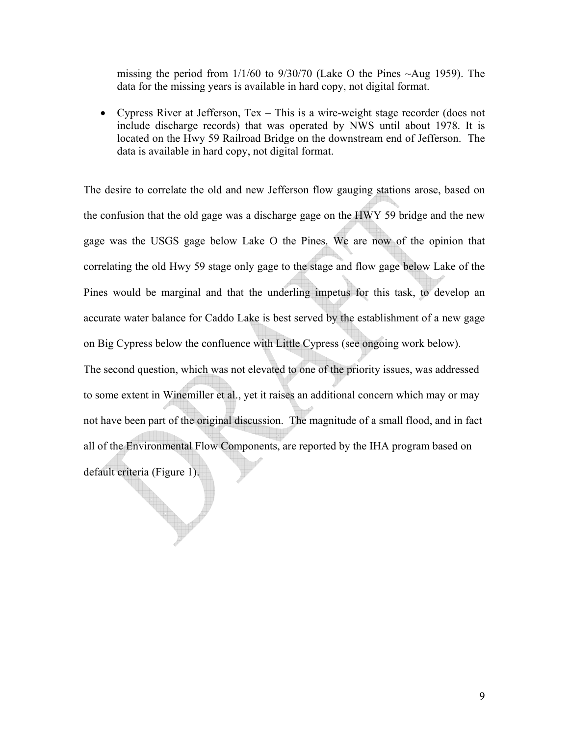missing the period from 1/1/60 to 9/30/70 (Lake O the Pines ~Aug 1959). The data for the missing years is available in hard copy, not digital format.

- Cypress River at Jefferson, Tex – This is a wire-weight stage recorder (does not include discharge records) that was operated by NWS until about 1978. It is located on the Hwy 59 Railroad Bridge on the downstream end of Jefferson. The data is available in hard copy, not digital format.

The desire to correlate the old and new Jefferson flow gauging stations arose, based on the confusion that the old gage was a discharge gage on the HWY 59 bridge and the new gage was the USGS gage below Lake O the Pines. We are now of the opinion that correlating the old Hwy 59 stage only gage to the stage and flow gage below Lake of the Pines would be marginal and that the underling impetus for this task, to develop an accurate water balance for Caddo Lake is best served by the establishment of a new gage on Big Cypress below the confluence with Little Cypress (see ongoing work below).

The second question, which was not elevated to one of the priority issues, was addressed to some extent in Winemiller et al., yet it raises an additional concern which may or may not have been part of the original discussion. The magnitude of a small flood, and in fact all of the Environmental Flow Components, are reported by the IHA program based on default criteria (Figure 1).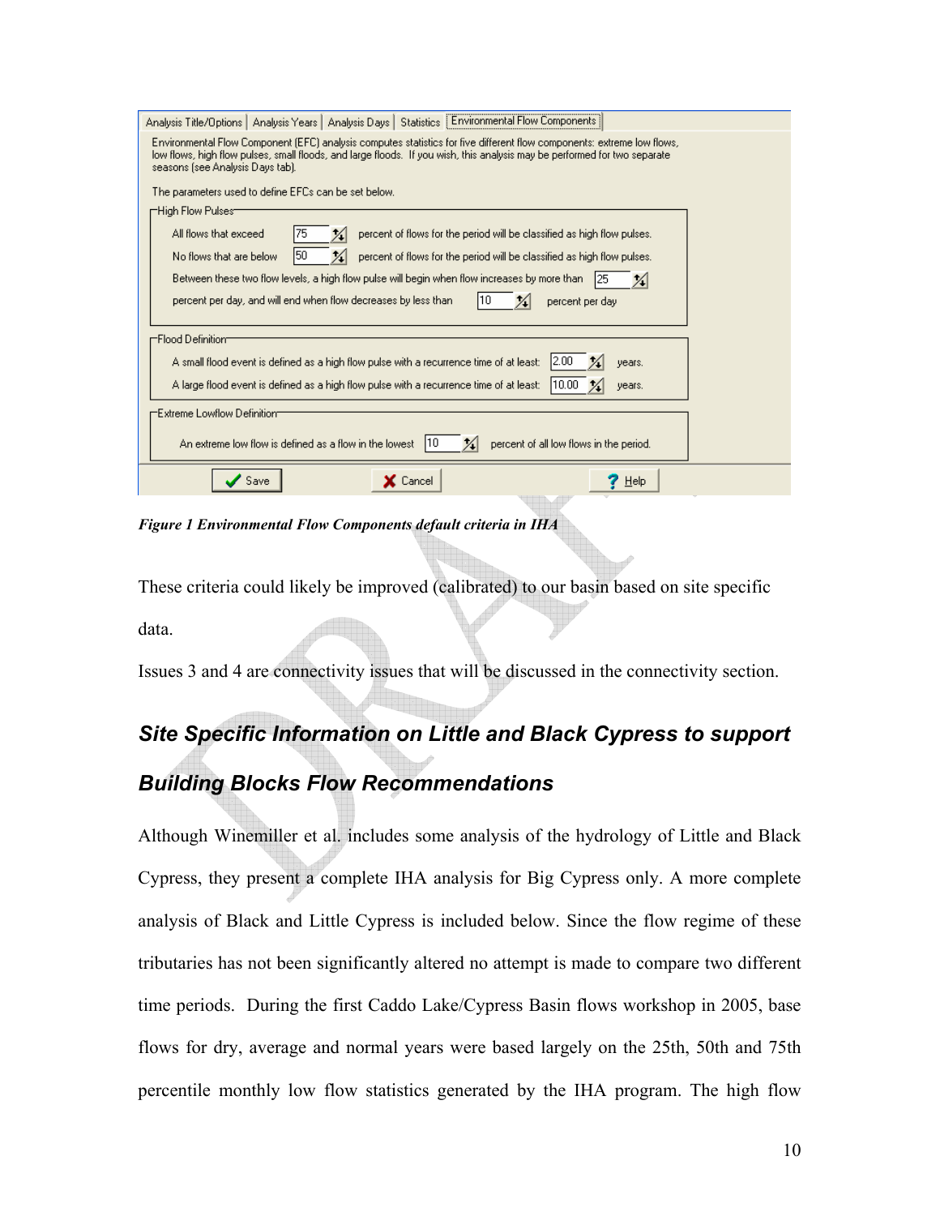Analysis Title/Options | Analysis Years | Analysis Days | Statistics | Environmental Flow Components

Environmental Flow Component (EFC) analysis computes statistics for five different flow components: extreme low flows, low flows, high flow pulses, small floods, and large floods. If you wish, this analysis may be performed for two separate seasons (see Analysis Days tab).

The parameters used to define EFCs can be set below.

High Flow Pulses

All flows that exceed 75 percent of flows for the period will be classified as high flow pulses.

No flows that are below 50 percent of flows for the period will be classified as high flow pulses.

Between these two flow levels, a high flow pulse will begin when flow increases by more than 25 percent per day, and will end when flow decreases by less than 10 percent per day

Flood Definition

A small flood event is defined as a high flow pulse with a recurrence time of at least: 2.00 years.

A large flood event is defined as a high flow pulse with a recurrence time of at least: 10.00 years.

Extreme Lowflow Definition

An extreme low flow is defined as a flow in the lowest 10 percent of all low flows in the period.

Save | Cancel | Help

***Figure 1 Environmental Flow Components default criteria in IHA***

These criteria could likely be improved (calibrated) to our basin based on site specific data.

Issues 3 and 4 are connectivity issues that will be discussed in the connectivity section.

## *Site Specific Information on Little and Black Cypress to support Building Blocks Flow Recommendations*

Although Winemiller et al. includes some analysis of the hydrology of Little and Black Cypress, they present a complete IHA analysis for Big Cypress only. A more complete analysis of Black and Little Cypress is included below. Since the flow regime of these tributaries has not been significantly altered no attempt is made to compare two different time periods. During the first Caddo Lake/Cypress Basin flows workshop in 2005, base flows for dry, average and normal years were based largely on the 25th, 50th and 75th percentile monthly low flow statistics generated by the IHA program. The high flow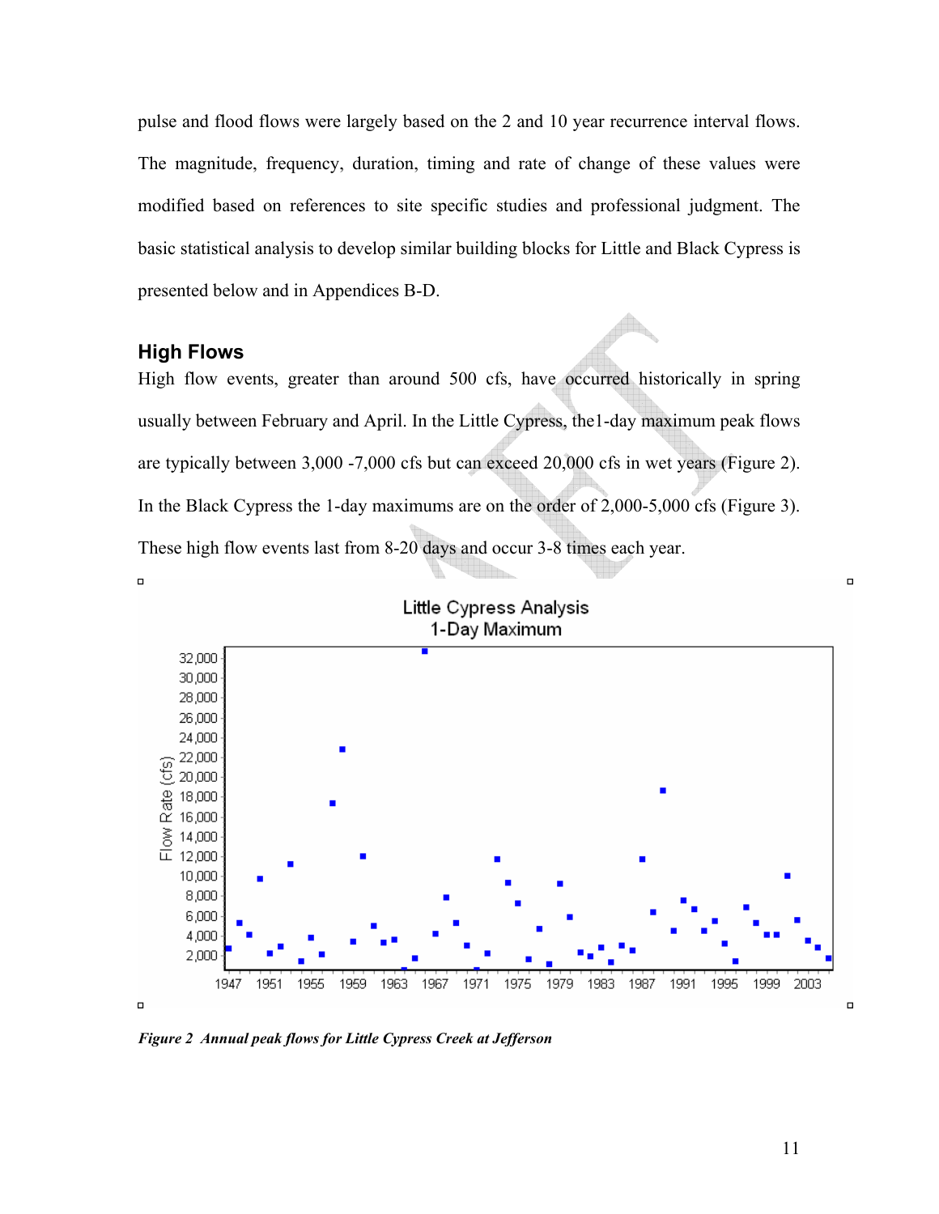pulse and flood flows were largely based on the 2 and 10 year recurrence interval flows. The magnitude, frequency, duration, timing and rate of change of these values were modified based on references to site specific studies and professional judgment. The basic statistical analysis to develop similar building blocks for Little and Black Cypress is presented below and in Appendices B-D.

## High Flows

High flow events, greater than around 500 cfs, have occurred historically in spring usually between February and April. In the Little Cypress, the1-day maximum peak flows are typically between 3,000 -7,000 cfs but can exceed 20,000 cfs in wet years (Figure 2). In the Black Cypress the 1-day maximums are on the order of 2,000-5,000 cfs (Figure 3). These high flow events last from 8-20 days and occur 3-8 times each year.

*Figure 2 Annual peak flows for Little Cypress Creek at Jefferson*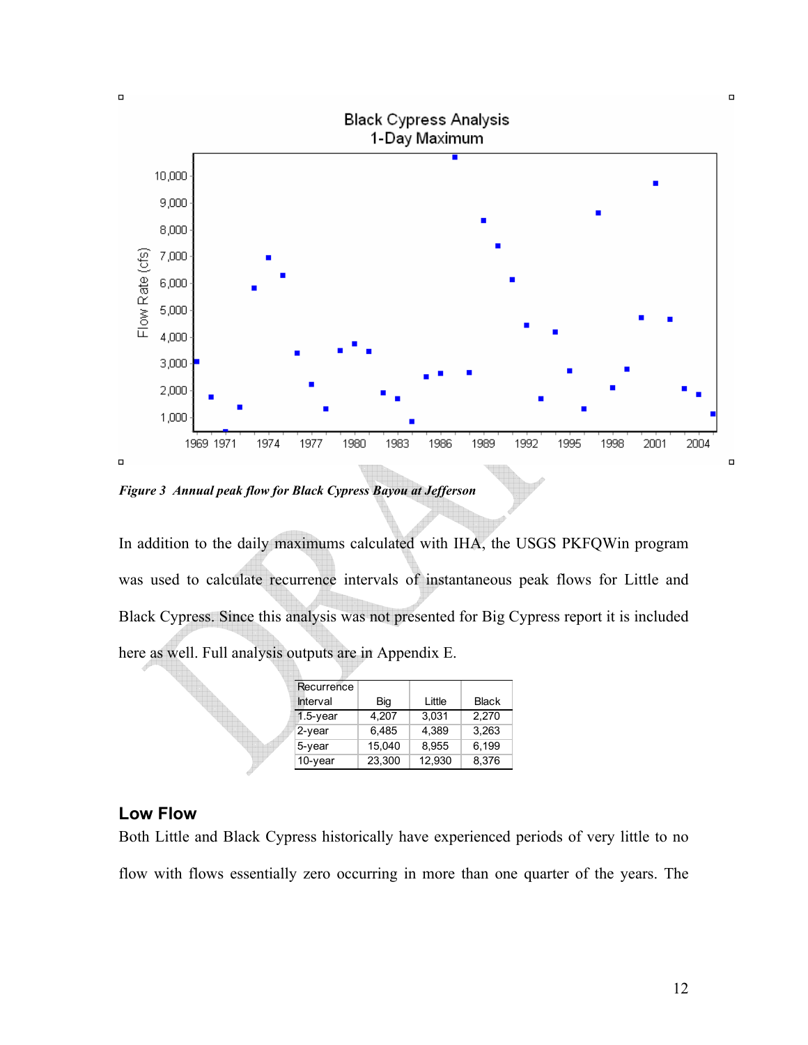*Figure 3  Annual peak flow for Black Cypress Bayou at Jefferson*

In addition to the daily maximums calculated with IHA, the USGS PKFQWin program was used to calculate recurrence intervals of instantaneous peak flows for Little and Black Cypress. Since this analysis was not presented for Big Cypress report it is included here as well. Full analysis outputs are in Appendix E.

| Recurrence Interval | Big | Little | Black |
|---|---|---|---|
| 1.5-year | 4,207 | 3,031 | 2,270 |
| 2-year | 6,485 | 4,389 | 3,263 |
| 5-year | 15,040 | 8,955 | 6,199 |
| 10-year | 23,300 | 12,930 | 8,376 |

## Low Flow

Both Little and Black Cypress historically have experienced periods of very little to no flow with flows essentially zero occurring in more than one quarter of the years. The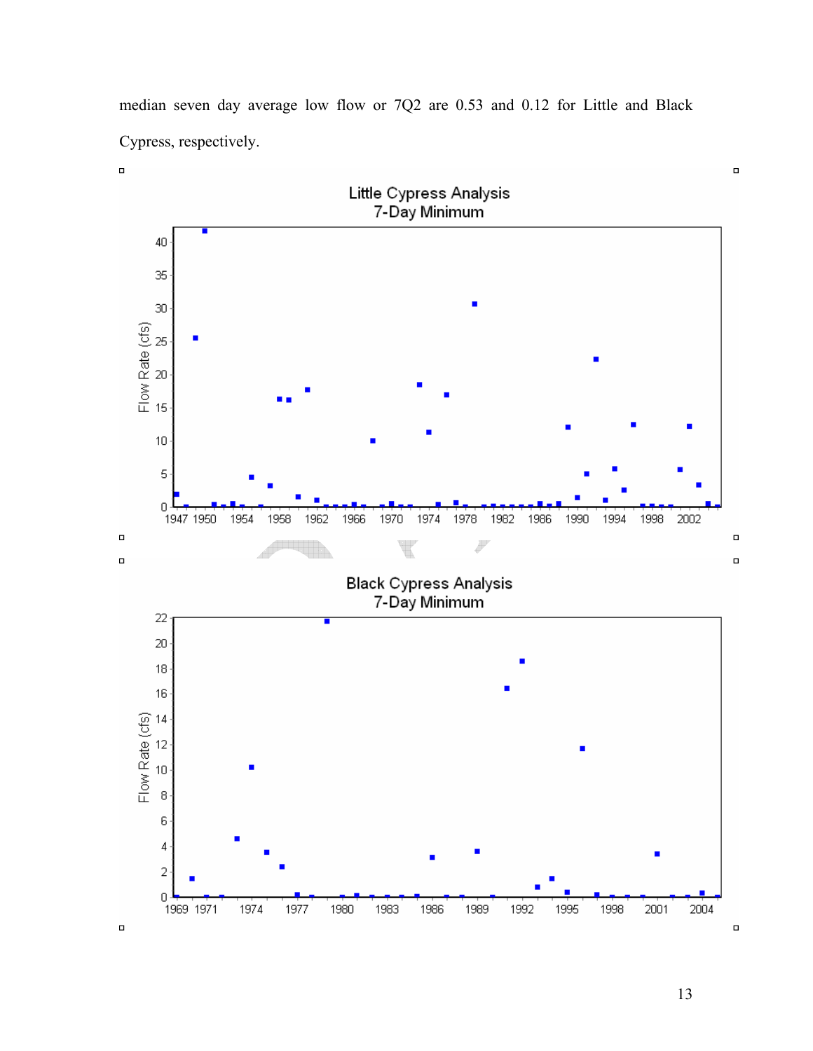median seven day average low flow or 7Q2 are 0.53 and 0.12 for Little and Black Cypress, respectively.

Little Cypress Analysis
7-Day Minimum

Black Cypress Analysis
7-Day Minimum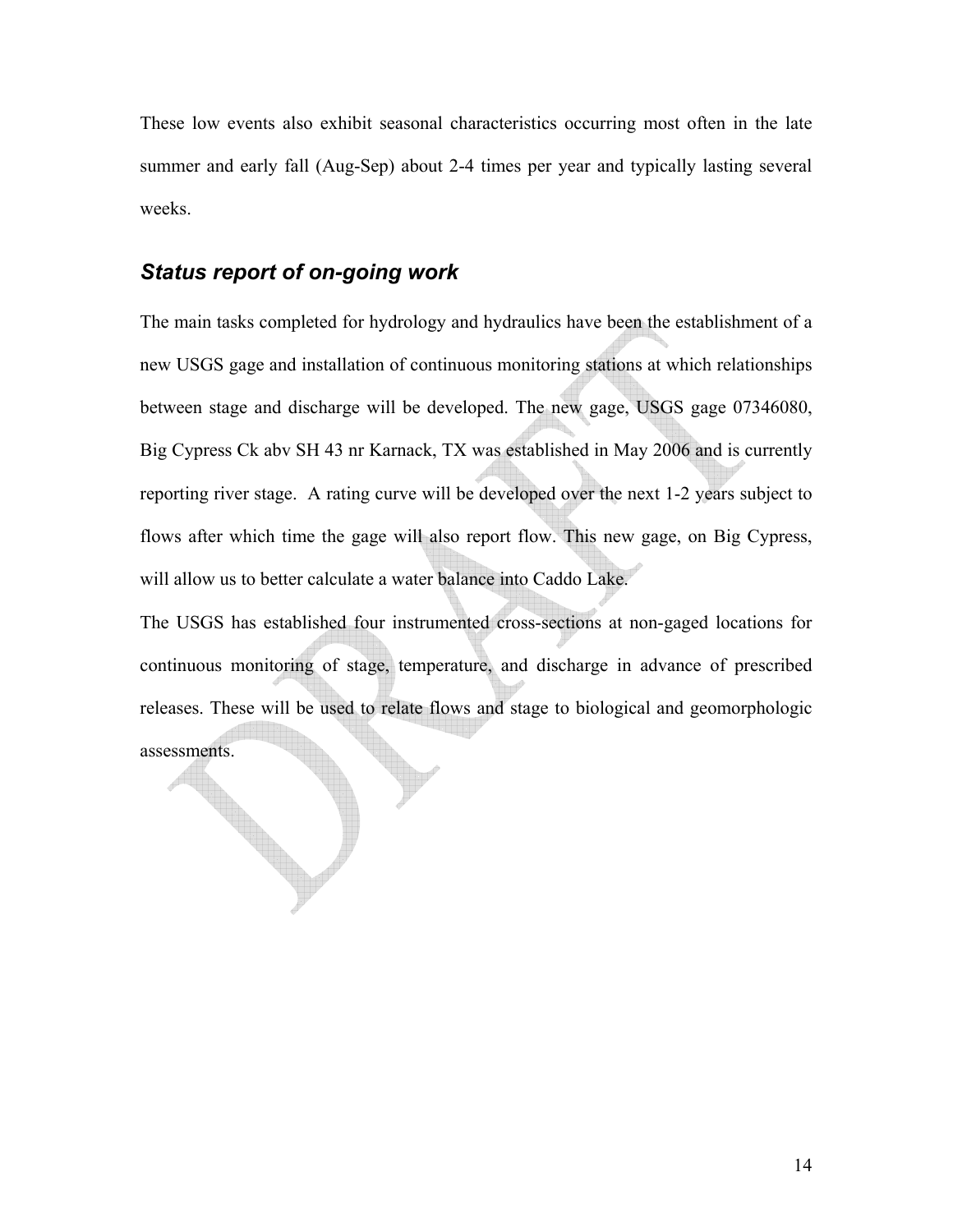These low events also exhibit seasonal characteristics occurring most often in the late summer and early fall (Aug-Sep) about 2-4 times per year and typically lasting several weeks.

### *Status report of on-going work*

The main tasks completed for hydrology and hydraulics have been the establishment of a new USGS gage and installation of continuous monitoring stations at which relationships between stage and discharge will be developed. The new gage, USGS gage 07346080, Big Cypress Ck abv SH 43 nr Karnack, TX was established in May 2006 and is currently reporting river stage. A rating curve will be developed over the next 1-2 years subject to flows after which time the gage will also report flow. This new gage, on Big Cypress, will allow us to better calculate a water balance into Caddo Lake.

The USGS has established four instrumented cross-sections at non-gaged locations for continuous monitoring of stage, temperature, and discharge in advance of prescribed releases. These will be used to relate flows and stage to biological and geomorphologic assessments.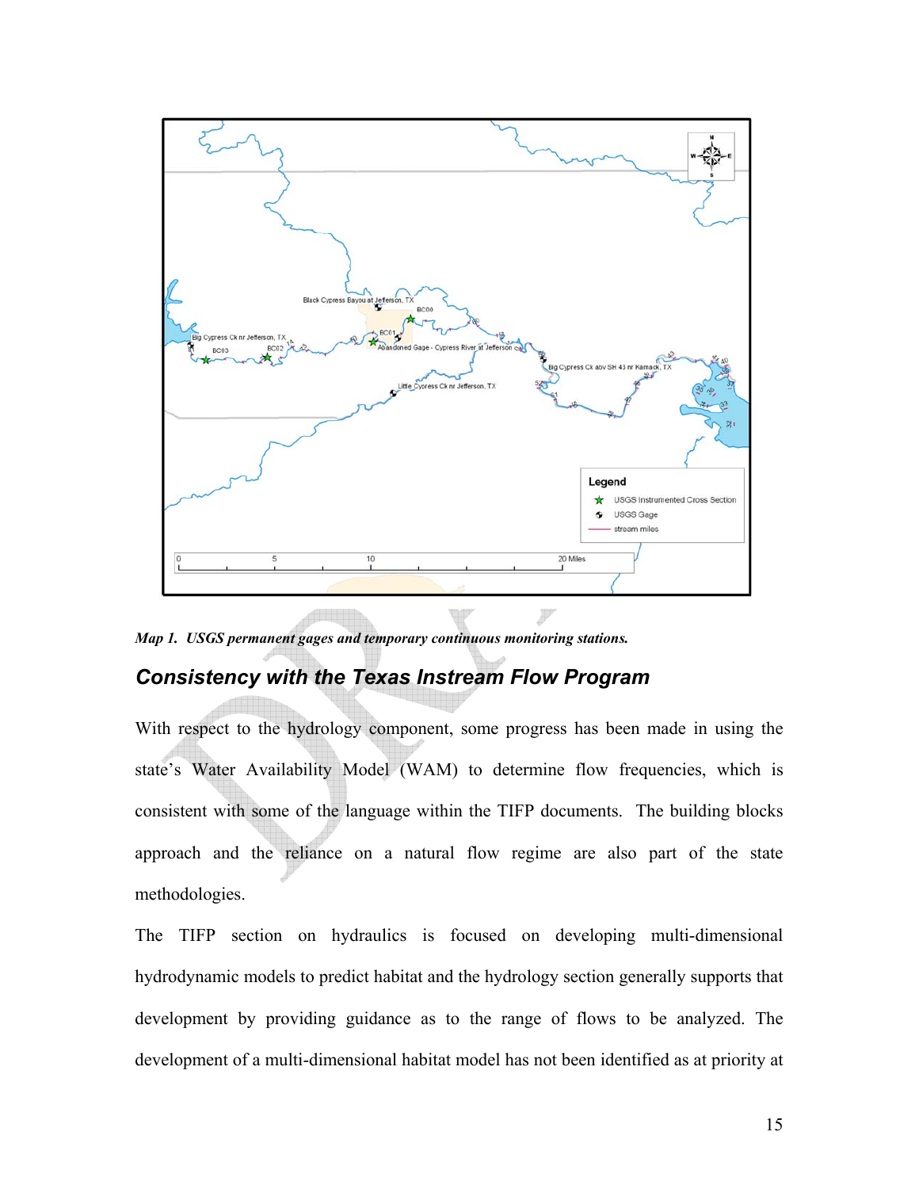*Map 1. USGS permanent gages and temporary continuous monitoring stations.*

## *Consistency with the Texas Instream Flow Program*

With respect to the hydrology component, some progress has been made in using the state's Water Availability Model (WAM) to determine flow frequencies, which is consistent with some of the language within the TIFP documents. The building blocks approach and the reliance on a natural flow regime are also part of the state methodologies.

The TIFP section on hydraulics is focused on developing multi-dimensional hydrodynamic models to predict habitat and the hydrology section generally supports that development by providing guidance as to the range of flows to be analyzed. The development of a multi-dimensional habitat model has not been identified as at priority at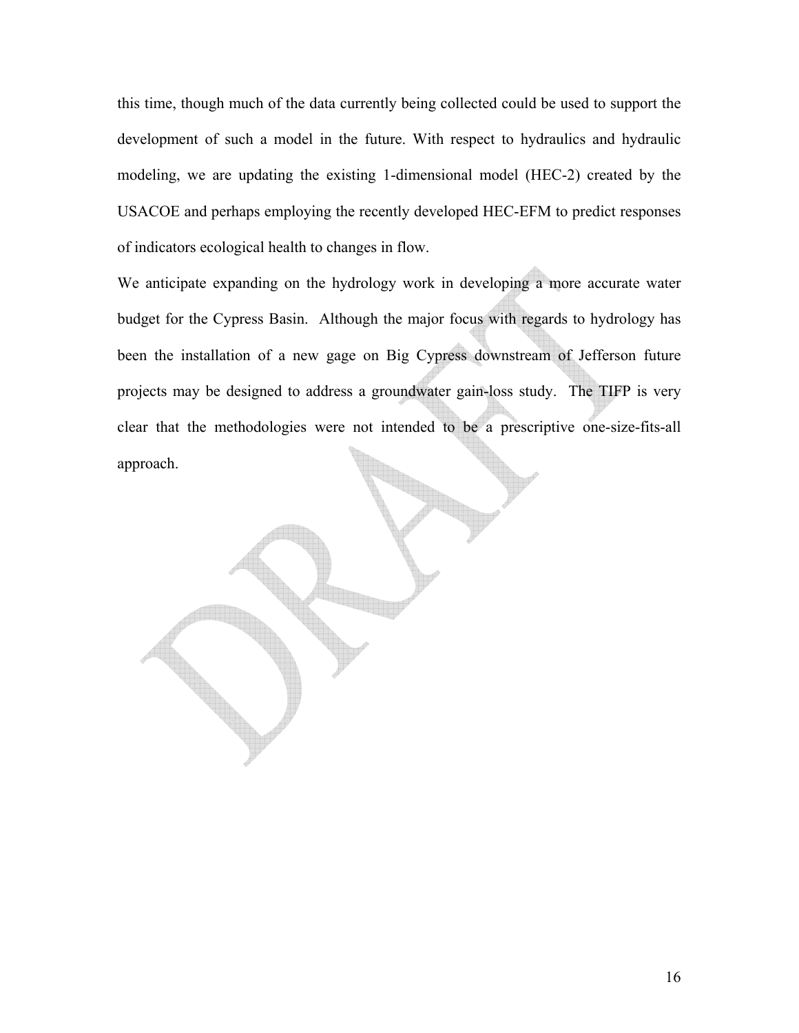this time, though much of the data currently being collected could be used to support the development of such a model in the future. With respect to hydraulics and hydraulic modeling, we are updating the existing 1-dimensional model (HEC-2) created by the USACOE and perhaps employing the recently developed HEC-EFM to predict responses of indicators ecological health to changes in flow.

We anticipate expanding on the hydrology work in developing a more accurate water budget for the Cypress Basin. Although the major focus with regards to hydrology has been the installation of a new gage on Big Cypress downstream of Jefferson future projects may be designed to address a groundwater gain-loss study. The TIFP is very clear that the methodologies were not intended to be a prescriptive one-size-fits-all approach.